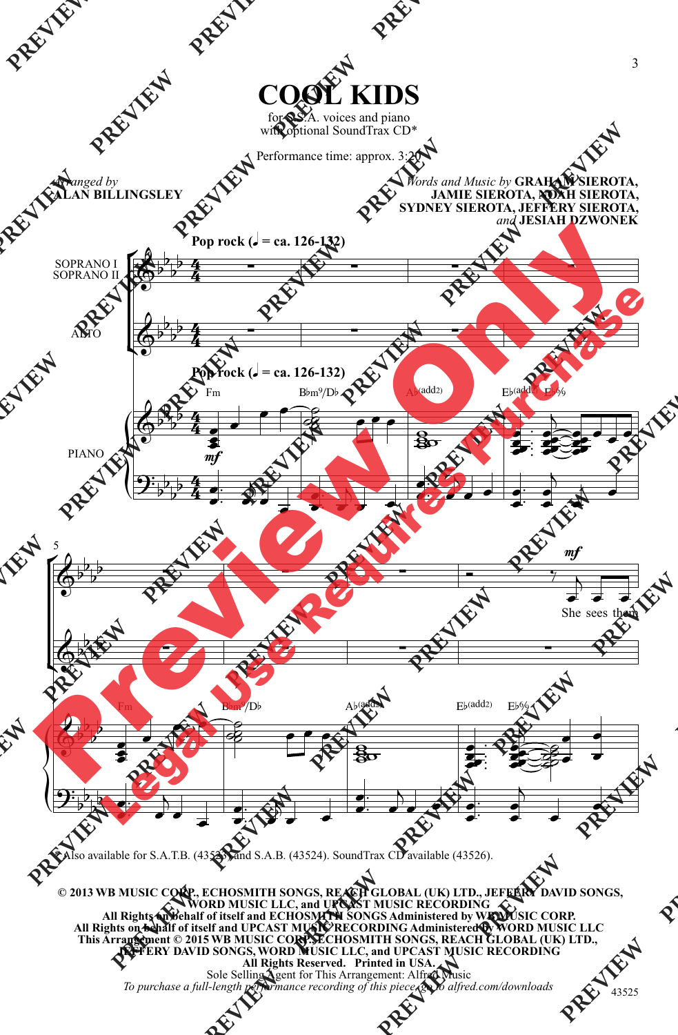# COOL KIDS

for S.S.A. voices and piano
with optional SoundTrax CD*

Performance time: approx. 3:20

*Arranged by*
**ALAN BILLINGSLEY**

*Words and Music by* **GRAHAM SIEROTA, JAMIE SIEROTA, NOAH SIEROTA, SYDNEY SIEROTA, JEFFERY SIEROTA,** *and* **JESIAH DZWONEK**

**Pop rock (♩ = ca. 126-132)**

SOPRANO I
SOPRANO II

ALTO

PIANO

Fm    B♭m⁹/D♭    A♭(add2)    E♭(add2)    E♭6/9

*mf*

5

*mf*

She sees them

Fm    B♭m⁹/D♭    A♭(add2)    E♭(add2)    E♭6/9

\* Also available for S.A.T.B. (43523) and S.A.B. (43524). SoundTrax CD available (43526).

**© 2013 WB MUSIC CORP., ECHOSMITH SONGS, REACH GLOBAL (UK) LTD., JEFFERY DAVID SONGS, WORD MUSIC LLC, and UPCAST MUSIC RECORDING**
**All Rights on behalf of itself and ECHOSMITH SONGS Administered by WB MUSIC CORP.**
**All Rights on behalf of itself and UPCAST MUSIC RECORDING Administered by WORD MUSIC LLC**
**This Arrangement © 2015 WB MUSIC CORP., ECHOSMITH SONGS, REACH GLOBAL (UK) LTD., JEFFERY DAVID SONGS, WORD MUSIC LLC, and UPCAST MUSIC RECORDING**
**All Rights Reserved. Printed in USA.**
Sole Selling Agent for This Arrangement: Alfred Music
*To purchase a full-length performance recording of this piece, go to alfred.com/downloads*

43525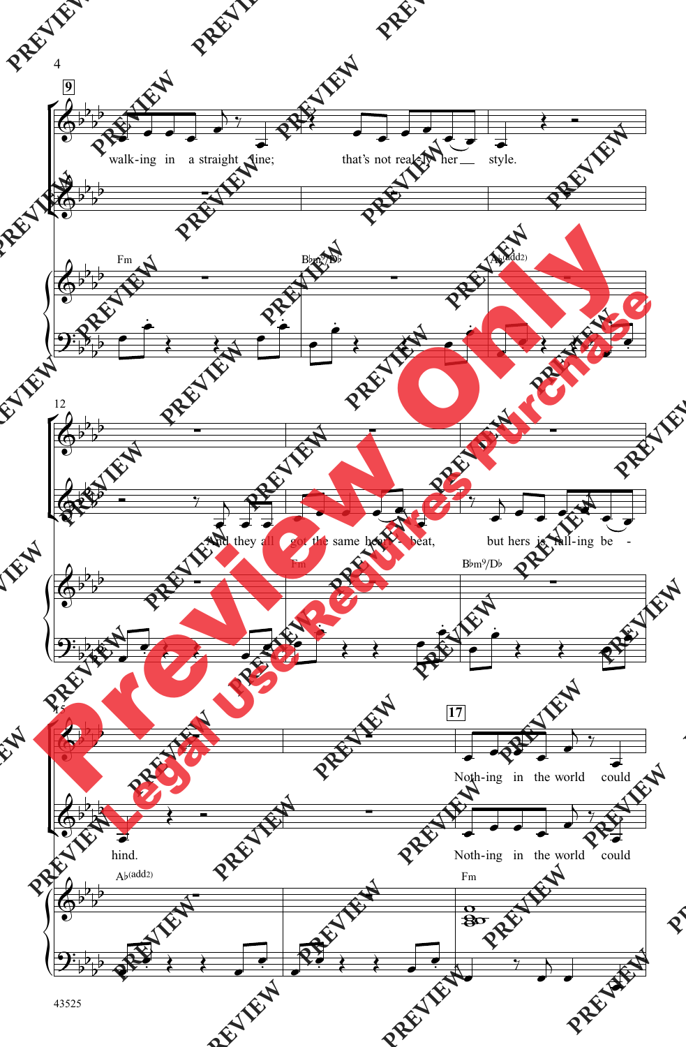**9**

walk-ing in a straight line; that's not real-ly her style.

Fm — B♭m⁹/D♭ — A♭(add2)

And they all got the same heart-beat, but hers is fall-ing be-hind.

Fm — B♭m⁹/D♭ — A♭(add2)

**17**

Noth-ing in the world could

Noth-ing in the world could

Fm

43525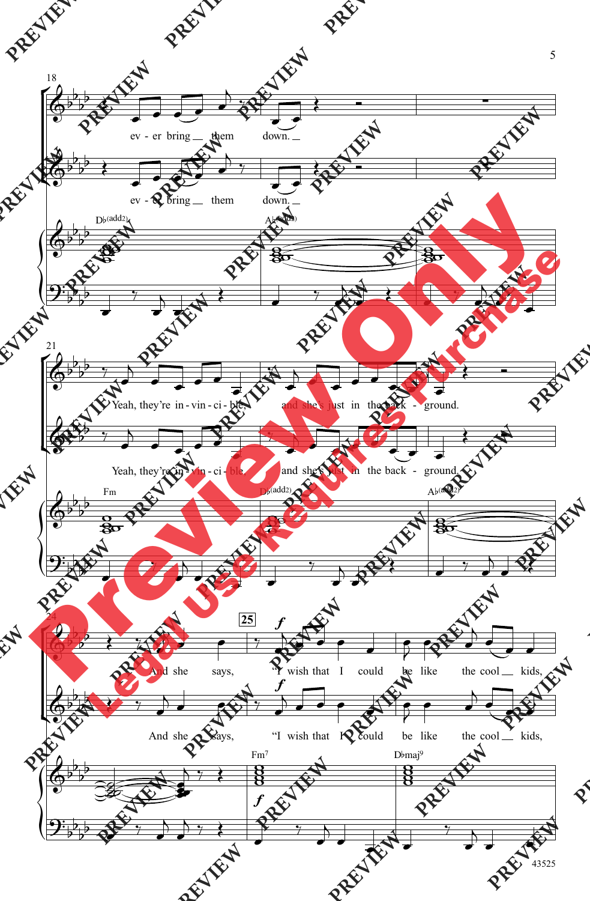18

ev - er bring __ them down. __

ev - er bring __ them down. __

D♭(add2) A♭(add2)

21

Yeah, they're in - vin - ci - ble, and she's just in the back - ground.

Yeah, they're in - vin - ci - ble, and she's just in the back - ground.

Fm D♭(add2) A♭(add2)

24 **25**

And she says, "I wish that I could be like the cool __ kids,

And she says, "I wish that I could be like the cool __ kids,

Fm7 D♭maj9

*f*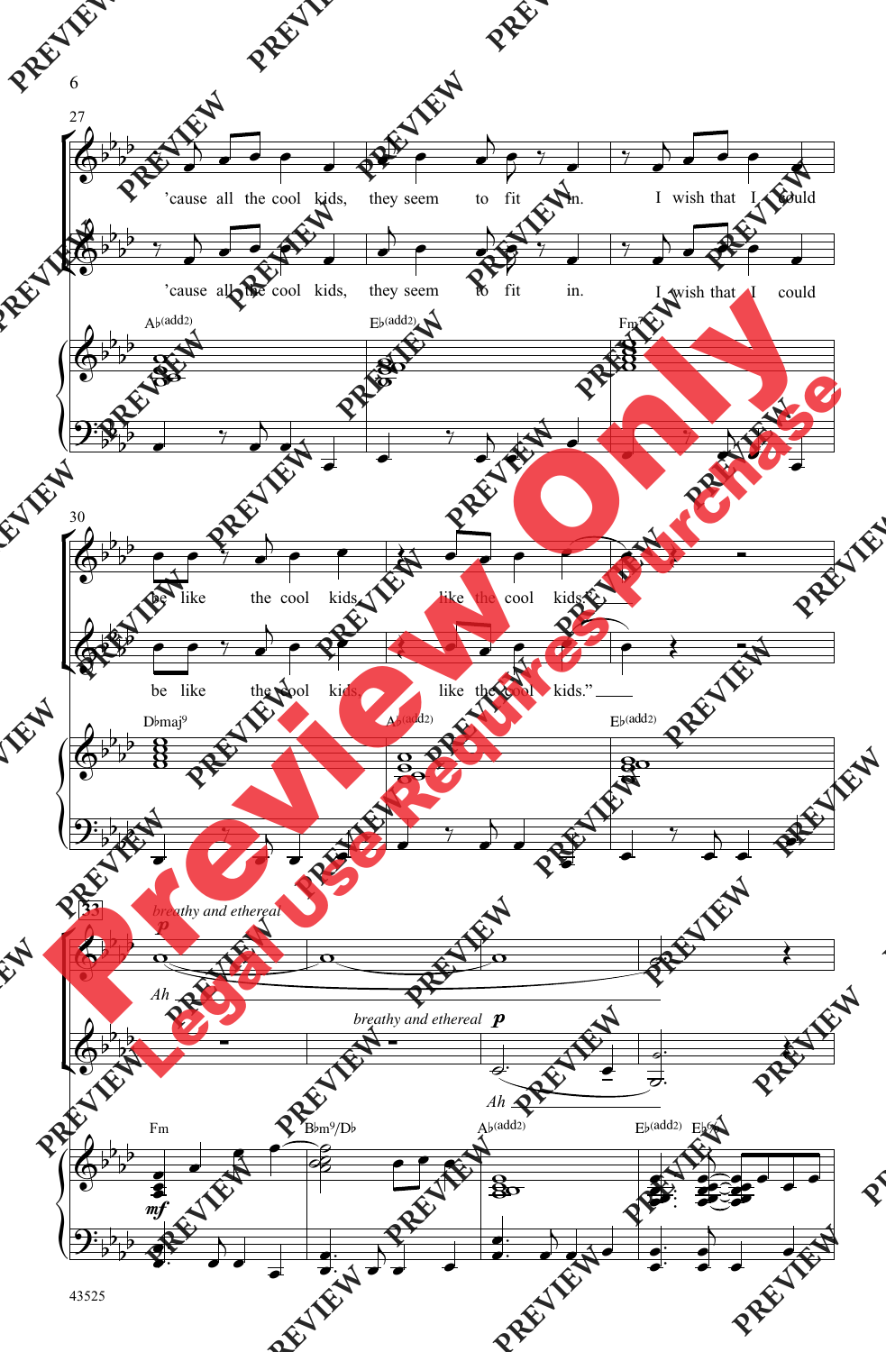'cause all the cool kids, they seem to fit in. I wish that I could be like the cool kids, like the cool kids.

'cause all the cool kids, they seem to fit in. I wish that I could be like the cool kids, like the cool kids."

Ab(add2) Eb(add2) Fm7 Dbmaj9 Ab(add2) Eb(add2)

*breathy and ethereal* *p*

Ah

*breathy and ethereal* *p*

Ah

Fm Bbm9/Db Ab(add2) Eb(add2) Eb6/9

*mf*

43525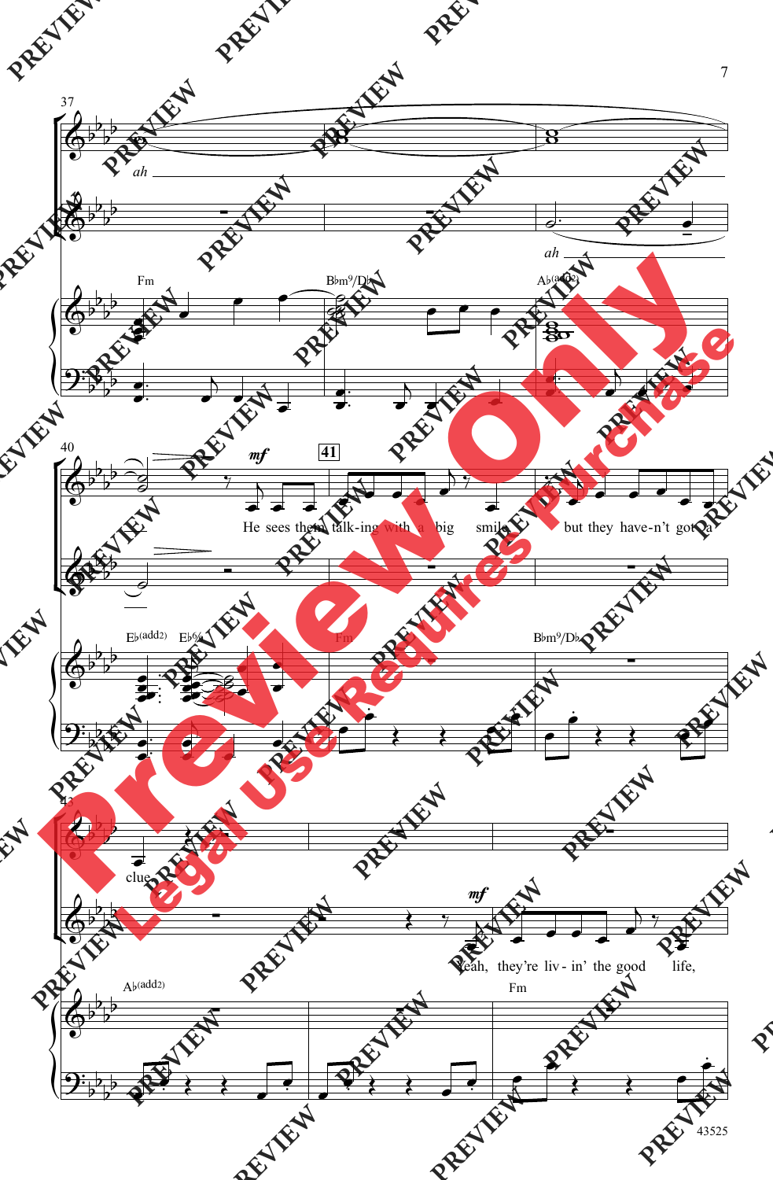37

*ah*

*ah*

Fm — B♭m⁹/D♭ — A♭(add2)

40

*mf*

**41**

He sees them talk-ing with a big smile, but they have-n't got a

E♭(add2) — E♭6/9 — Fm — B♭m⁹/D♭

43

clue.

*mf*

Yeah, they're liv-in' the good life,

A♭(add2) — Fm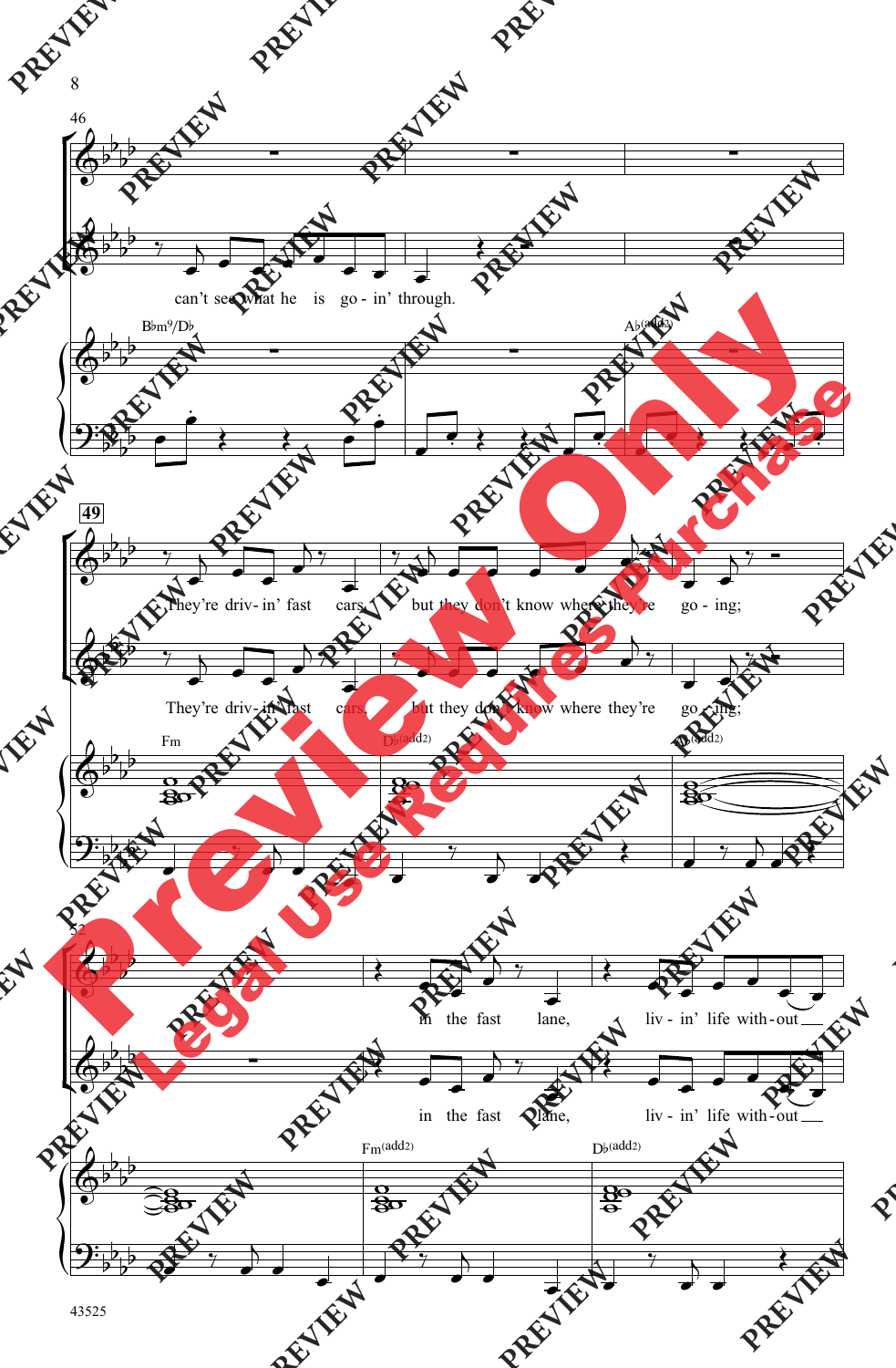46

can't see what he is go - in' through.

B♭m9/D♭

A♭(add2)

**49**

They're driv - in' fast cars, but they don't know where they're go - ing;

They're driv - in' fast cars, but they don't know where they're go - ing;

Fm

D♭(add2)

A♭(add2)

52

in the fast lane, liv - in' life with - out

in the fast lane, liv - in' life with - out

Fm(add2)

D♭(add2)

43525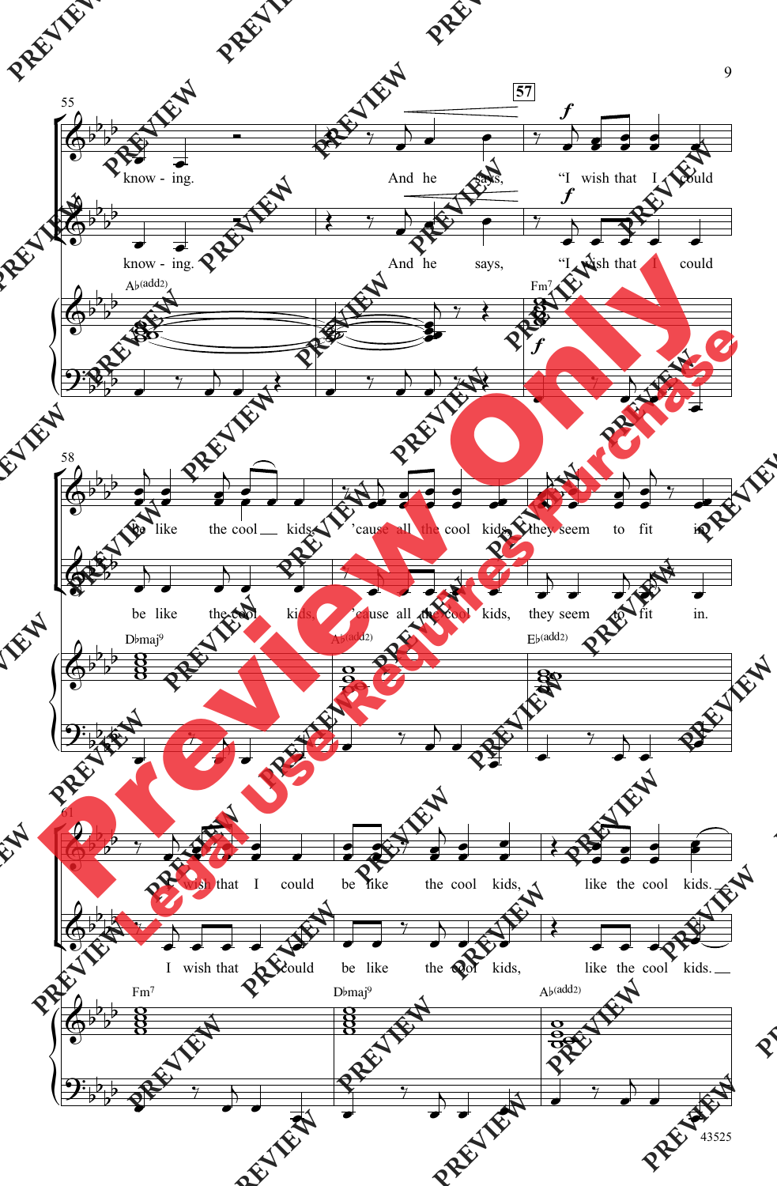55

know - ing. And he says, **57** *f* "I wish that I could

Ab(add2) Fm7

58

be like the cool kids, 'cause all the cool kids, they seem to fit in.

Dbmaj9 Ab(add2) Eb(add2)

61

I wish that I could be like the cool kids, like the cool kids.

Fm7 Dbmaj9 Ab(add2)

43525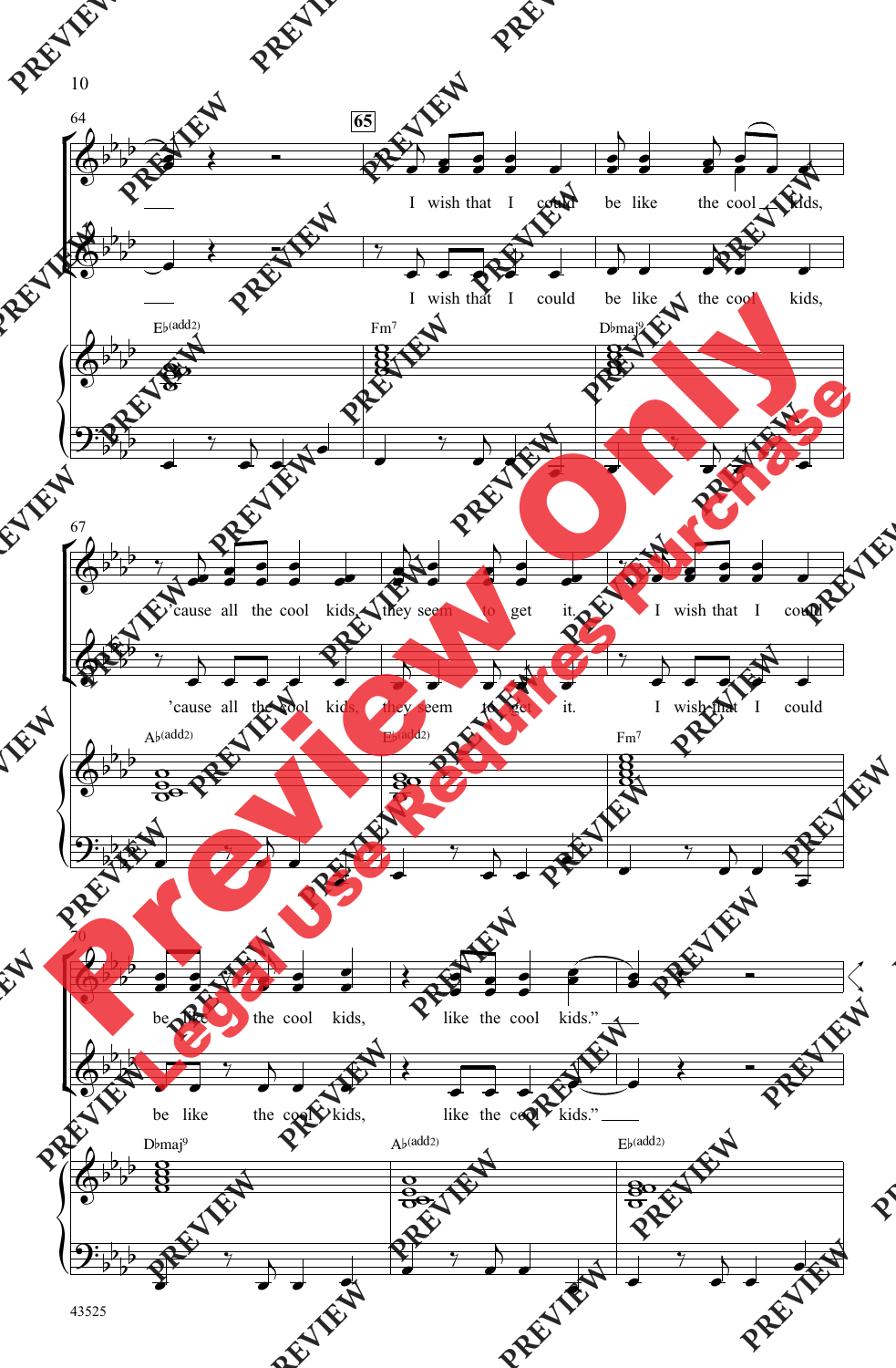64

65

I wish that I could be like the cool kids,

I wish that I could be like the cool kids,

E♭(add2) Fm7 D♭maj9

67

'cause all the cool kids, they seem to get it. I wish that I could

'cause all the cool kids, they seem to get it. I wish that I could

A♭(add2) E♭(add2) Fm7

70

be like the cool kids, like the cool kids."

be like the cool kids, like the cool kids."

D♭maj9 A♭(add2) E♭(add2)

43525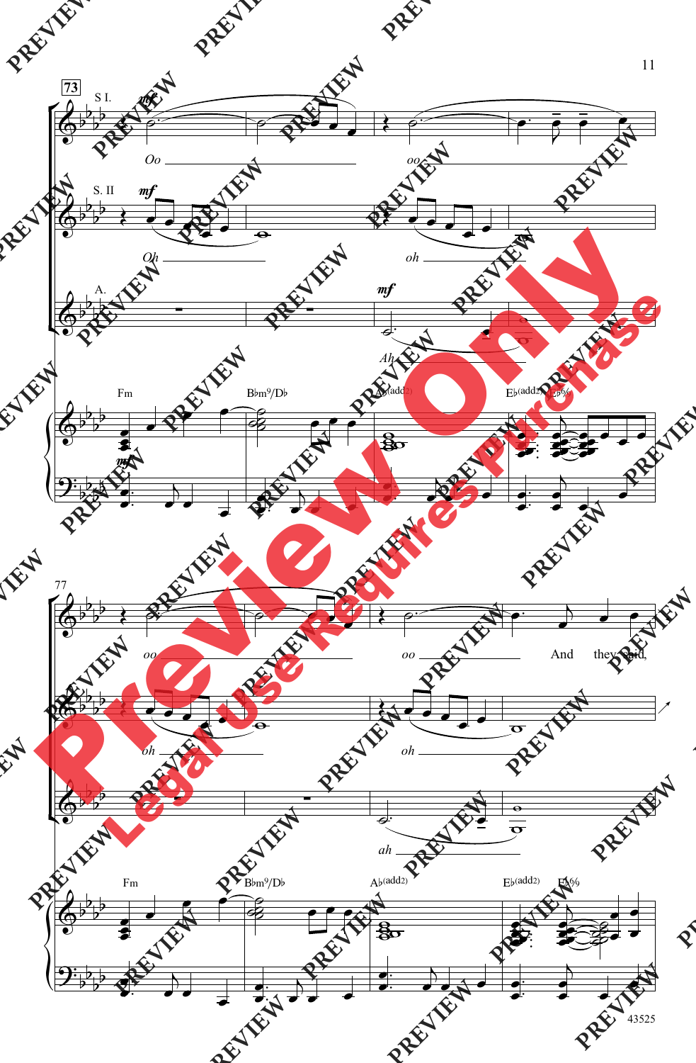73

S I.

*mf*

Oo

oo

S. II

*mf*

Oh

oh

A.

*mf*

Ah

Fm Bbm9/Db Ab(add2) Eb(add2) Eb6/9

*mf*

77

oo

oo

And they said,

oh

oh

ah

Fm Bbm9/Db Ab(add2) Eb(add2) Eb6/9

43525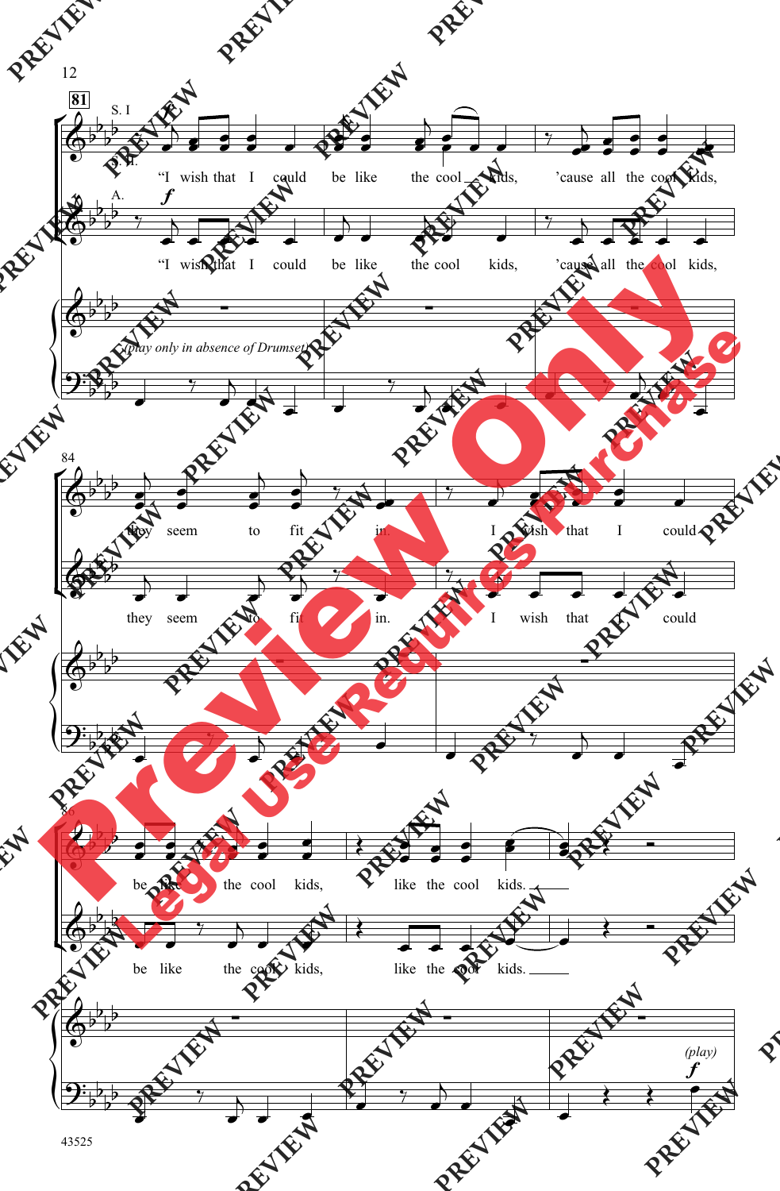**81**

S. I
S. II

*f*

"I wish that I could be like the cool kids, 'cause all the cool kids,

A.

"I wish that I could be like the cool kids, 'cause all the cool kids,

*(play only in absence of Drumset)*

84

they seem to fit in. I wish that I could

they seem to fit in. I wish that I could

86

be like the cool kids, like the cool kids.

be like the cool kids, like the cool kids.

*(play)*
*f*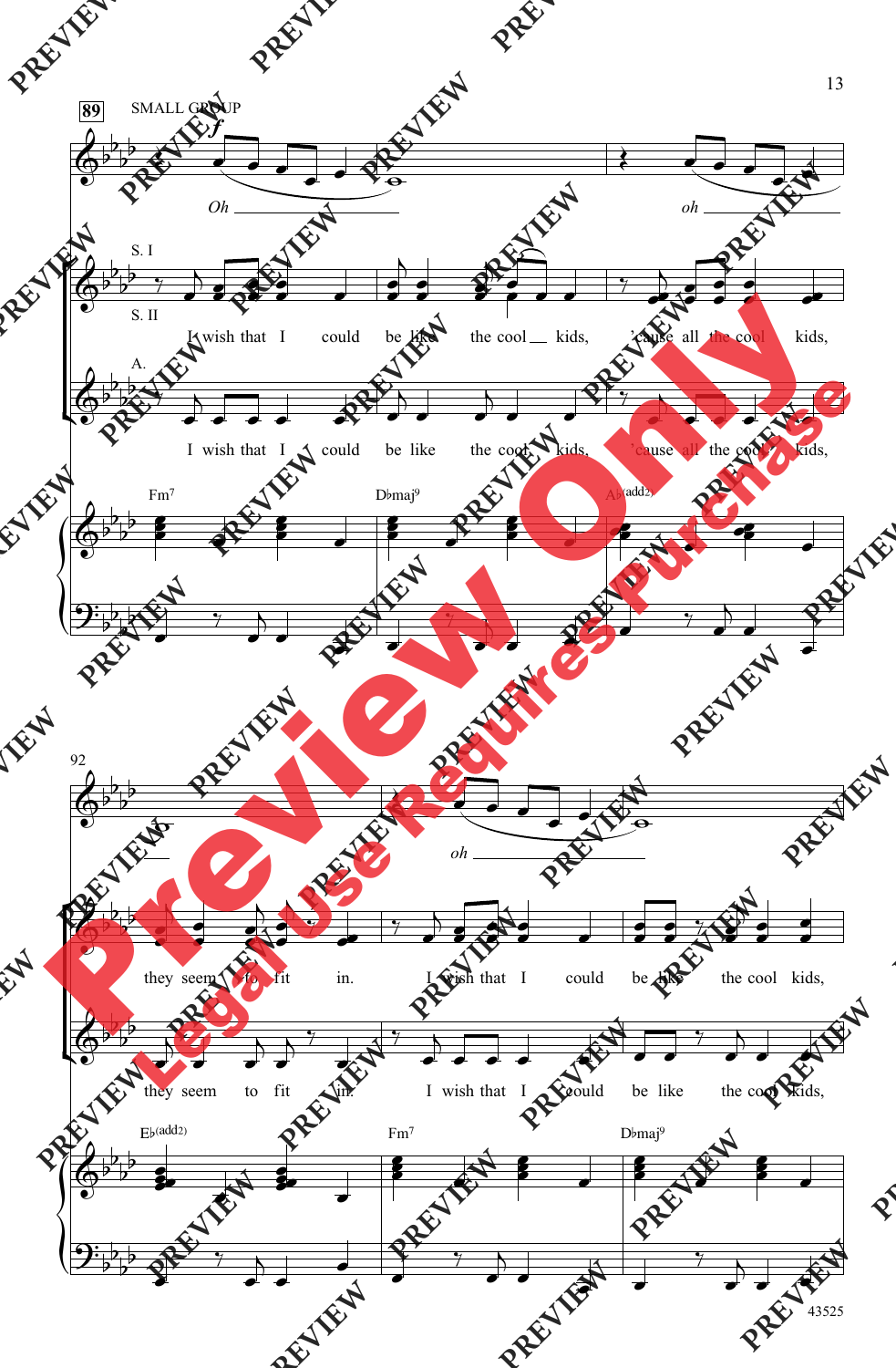89

SMALL GROUP

*f*

*Oh* *oh*

S. I

S. II

I wish that I could be like the cool kids, 'cause all the cool kids,

A.

I wish that I could be like the cool kids, 'cause all the cool kids,

Fm7 D♭maj9 A♭(add2)

92

*oh*

they seem to fit in. I wish that I could be like the cool kids,

they seem to fit in. I wish that I could be like the cool kids,

E♭(add2) Fm7 D♭maj9

43525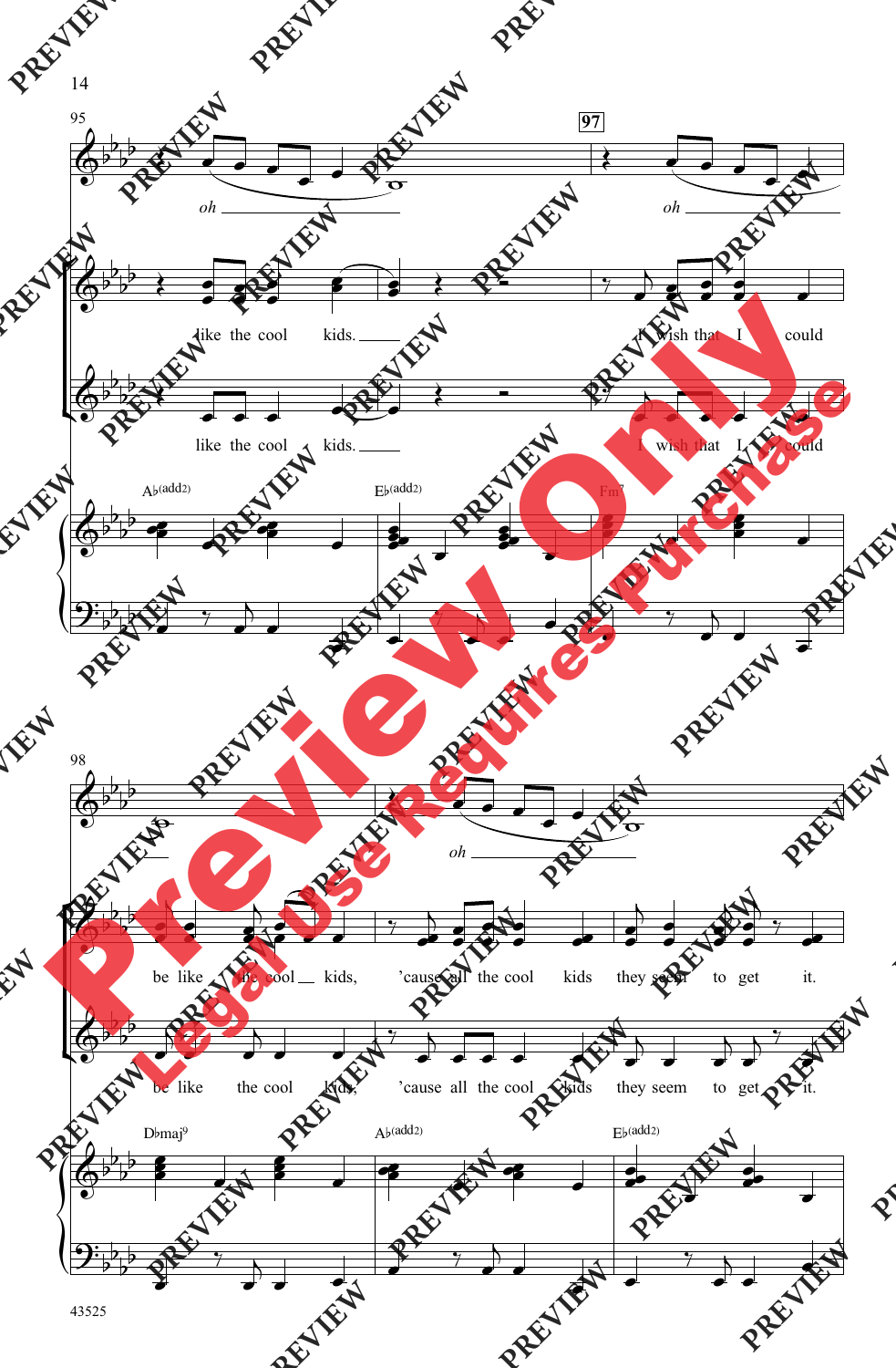95

*oh*

like the cool kids.

like the cool kids.

A♭(add2) E♭(add2)

97

*oh*

I wish that I could

I wish that I could

Fm7

98

be like the cool kids, 'cause all the cool kids they seem to get it.

be like the cool kids, 'cause all the cool kids they seem to get it.

*oh*

D♭maj9 A♭(add2) E♭(add2)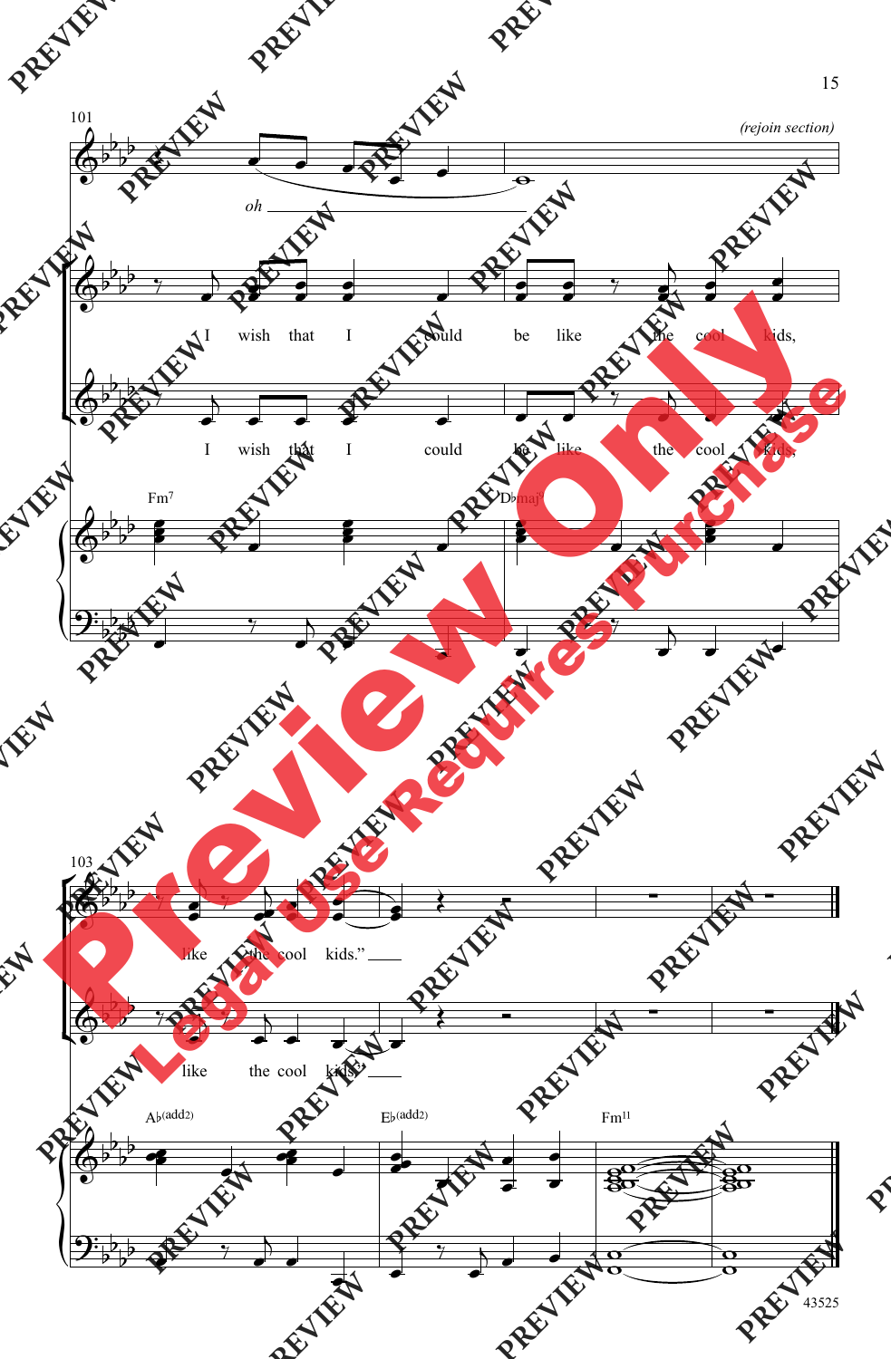101

*(rejoin section)*

oh

I wish that I could be like the cool kids,

I wish that I could be like the cool kids,

Fm7 D♭maj9

103

like the cool kids."

like the cool kids."

A♭(add2) E♭(add2) Fm11

43525